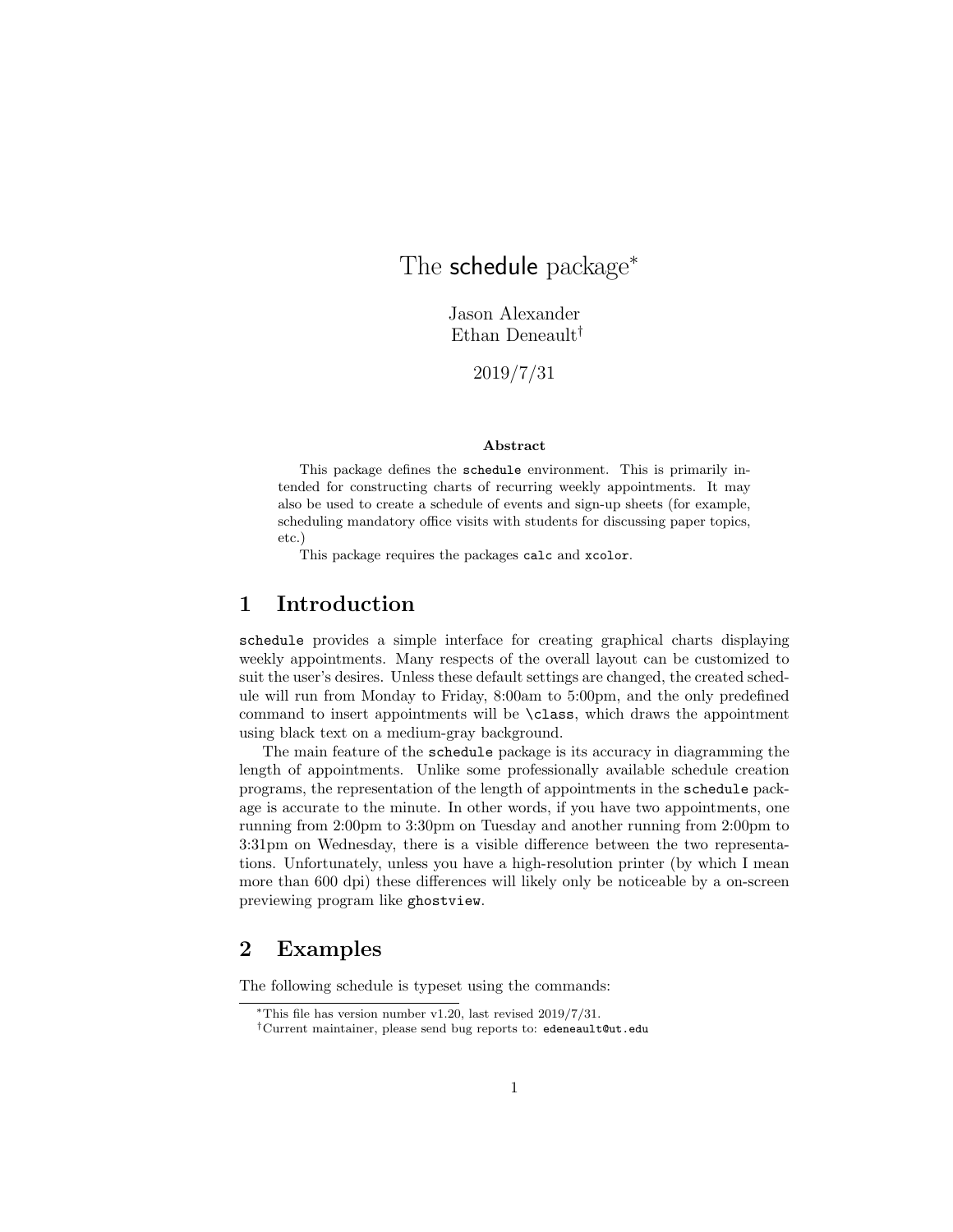# The schedule package[*]

Jason Alexander
Ethan Deneault[†]

2019/7/31

**Abstract**

This package defines the `schedule` environment. This is primarily intended for constructing charts of recurring weekly appointments. It may also be used to create a schedule of events and sign-up sheets (for example, scheduling mandatory office visits with students for discussing paper topics, etc.)

This package requires the packages `calc` and `xcolor`.

## 1 Introduction

`schedule` provides a simple interface for creating graphical charts displaying weekly appointments. Many respects of the overall layout can be customized to suit the user's desires. Unless these default settings are changed, the created schedule will run from Monday to Friday, 8:00am to 5:00pm, and the only predefined command to insert appointments will be `\class`, which draws the appointment using black text on a medium-gray background.

The main feature of the `schedule` package is its accuracy in diagramming the length of appointments. Unlike some professionally available schedule creation programs, the representation of the length of appointments in the `schedule` package is accurate to the minute. In other words, if you have two appointments, one running from 2:00pm to 3:30pm on Tuesday and another running from 2:00pm to 3:31pm on Wednesday, there is a visible difference between the two representations. Unfortunately, unless you have a high-resolution printer (by which I mean more than 600 dpi) these differences will likely only be noticeable by a on-screen previewing program like `ghostview`.

## 2 Examples

The following schedule is typeset using the commands:

---

[*] This file has version number v1.20, last revised 2019/7/31.

[†] Current maintainer, please send bug reports to: `edeneault@ut.edu`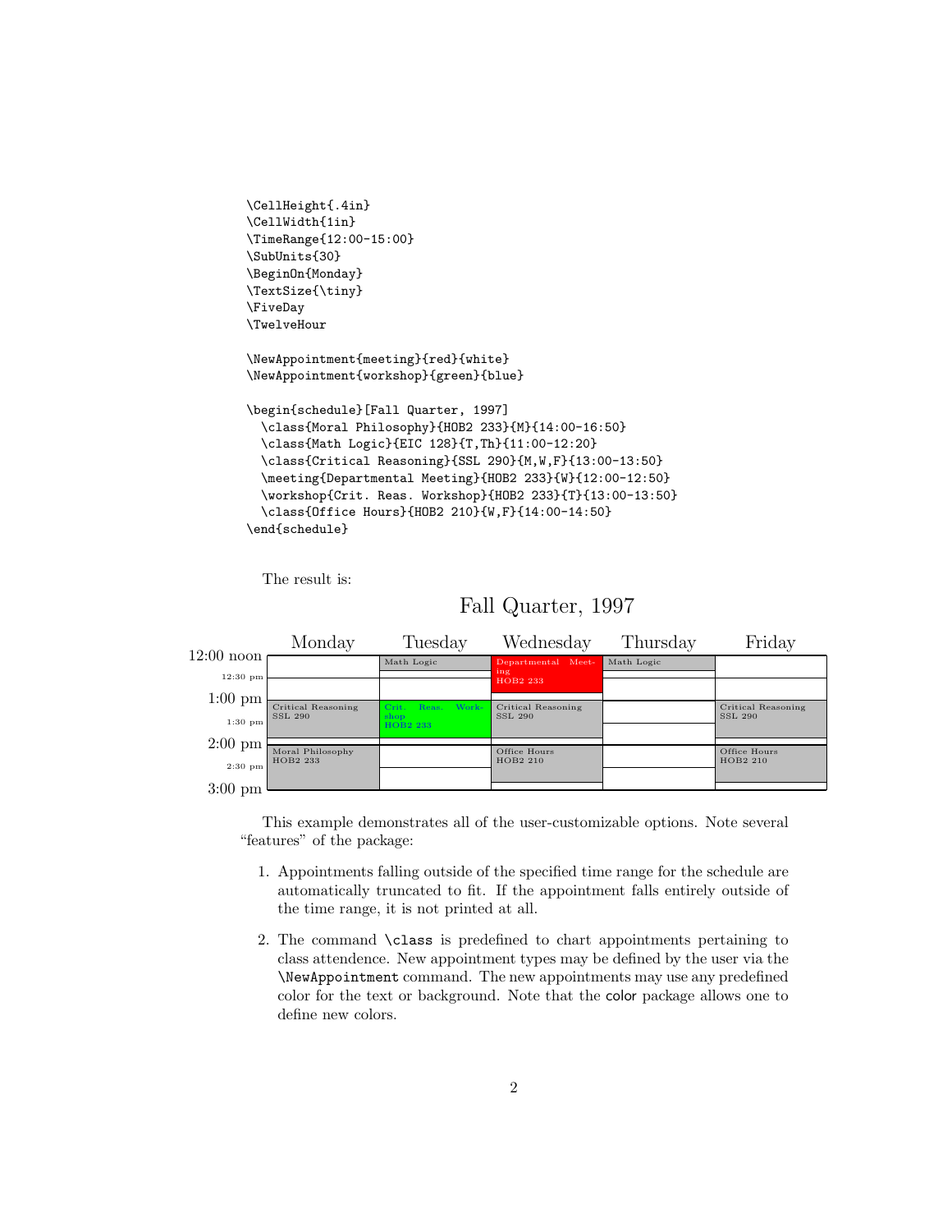```
\CellHeight{.4in}
\CellWidth{1in}
\TimeRange{12:00-15:00}
\SubUnits{30}
\BeginOn{Monday}
\TextSize{\tiny}
\FiveDay
\TwelveHour

\NewAppointment{meeting}{red}{white}
\NewAppointment{workshop}{green}{blue}

\begin{schedule}[Fall Quarter, 1997]
  \class{Moral Philosophy}{HOB2 233}{M}{14:00-16:50}
  \class{Math Logic}{EIC 128}{T,Th}{11:00-12:20}
  \class{Critical Reasoning}{SSL 290}{M,W,F}{13:00-13:50}
  \meeting{Departmental Meeting}{HOB2 233}{W}{12:00-12:50}
  \workshop{Crit. Reas. Workshop}{HOB2 233}{T}{13:00-13:50}
  \class{Office Hours}{HOB2 210}{W,F}{14:00-14:50}
\end{schedule}
```

The result is:

Fall Quarter, 1997

| | Monday | Tuesday | Wednesday | Thursday | Friday |
|---|---|---|---|---|---|
| 12:00 noon | | Math Logic | Departmental Meeting HOB2 233 | Math Logic | |
| 12:30 pm | | | | | |
| 1:00 pm | Critical Reasoning SSL 290 | Crit. Reas. Workshop HOB2 233 | Critical Reasoning SSL 290 | | Critical Reasoning SSL 290 |
| 1:30 pm | | | | | |
| 2:00 pm | Moral Philosophy HOB2 233 | | Office Hours HOB2 210 | | Office Hours HOB2 210 |
| 2:30 pm | | | | | |
| 3:00 pm | | | | | |

This example demonstrates all of the user-customizable options. Note several "features" of the package:

1. Appointments falling outside of the specified time range for the schedule are automatically truncated to fit. If the appointment falls entirely outside of the time range, it is not printed at all.

2. The command `\class` is predefined to chart appointments pertaining to class attendence. New appointment types may be defined by the user via the `\NewAppointment` command. The new appointments may use any predefined color for the text or background. Note that the color package allows one to define new colors.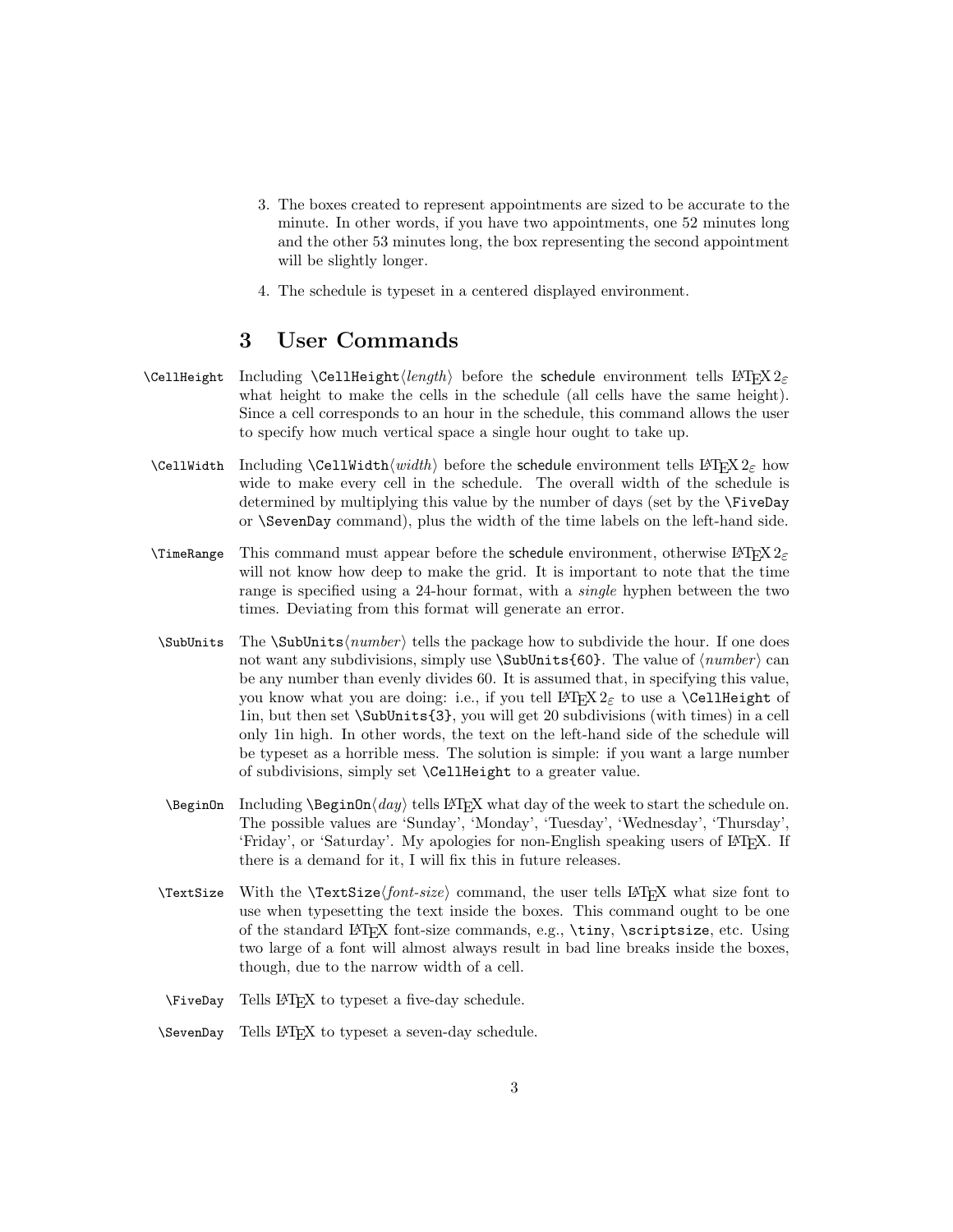3. The boxes created to represent appointments are sized to be accurate to the minute. In other words, if you have two appointments, one 52 minutes long and the other 53 minutes long, the box representing the second appointment will be slightly longer.

4. The schedule is typeset in a centered displayed environment.

## 3 User Commands

`\CellHeight` Including `\CellHeight`⟨*length*⟩ before the schedule environment tells LaTeX 2ε what height to make the cells in the schedule (all cells have the same height). Since a cell corresponds to an hour in the schedule, this command allows the user to specify how much vertical space a single hour ought to take up.

`\CellWidth` Including `\CellWidth`⟨*width*⟩ before the schedule environment tells LaTeX 2ε how wide to make every cell in the schedule. The overall width of the schedule is determined by multiplying this value by the number of days (set by the `\FiveDay` or `\SevenDay` command), plus the width of the time labels on the left-hand side.

`\TimeRange` This command must appear before the schedule environment, otherwise LaTeX 2ε will not know how deep to make the grid. It is important to note that the time range is specified using a 24-hour format, with a *single* hyphen between the two times. Deviating from this format will generate an error.

`\SubUnits` The `\SubUnits`⟨*number*⟩ tells the package how to subdivide the hour. If one does not want any subdivisions, simply use `\SubUnits{60}`. The value of ⟨*number*⟩ can be any number than evenly divides 60. It is assumed that, in specifying this value, you know what you are doing: i.e., if you tell LaTeX 2ε to use a `\CellHeight` of 1in, but then set `\SubUnits{3}`, you will get 20 subdivisions (with times) in a cell only 1in high. In other words, the text on the left-hand side of the schedule will be typeset as a horrible mess. The solution is simple: if you want a large number of subdivisions, simply set `\CellHeight` to a greater value.

`\BeginOn` Including `\BeginOn`⟨*day*⟩ tells LaTeX what day of the week to start the schedule on. The possible values are 'Sunday', 'Monday', 'Tuesday', 'Wednesday', 'Thursday', 'Friday', or 'Saturday'. My apologies for non-English speaking users of LaTeX. If there is a demand for it, I will fix this in future releases.

`\TextSize` With the `\TextSize`⟨*font-size*⟩ command, the user tells LaTeX what size font to use when typesetting the text inside the boxes. This command ought to be one of the standard LaTeX font-size commands, e.g., `\tiny`, `\scriptsize`, etc. Using two large of a font will almost always result in bad line breaks inside the boxes, though, due to the narrow width of a cell.

`\FiveDay` Tells LaTeX to typeset a five-day schedule.

`\SevenDay` Tells LaTeX to typeset a seven-day schedule.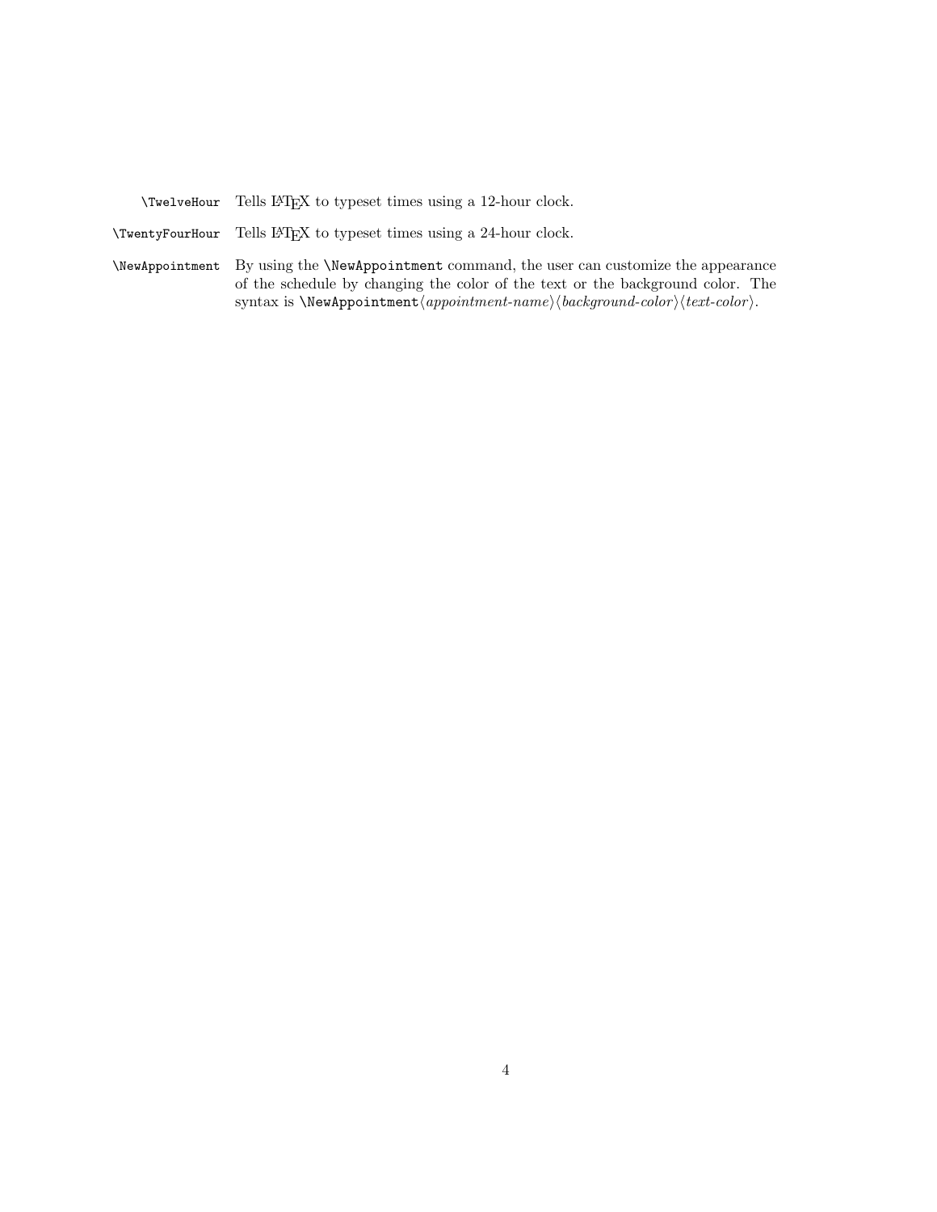`\TwelveHour` Tells LaTeX to typeset times using a 12-hour clock.

`\TwentyFourHour` Tells LaTeX to typeset times using a 24-hour clock.

`\NewAppointment` By using the `\NewAppointment` command, the user can customize the appearance of the schedule by changing the color of the text or the background color. The syntax is `\NewAppointment`⟨*appointment-name*⟩⟨*background-color*⟩⟨*text-color*⟩.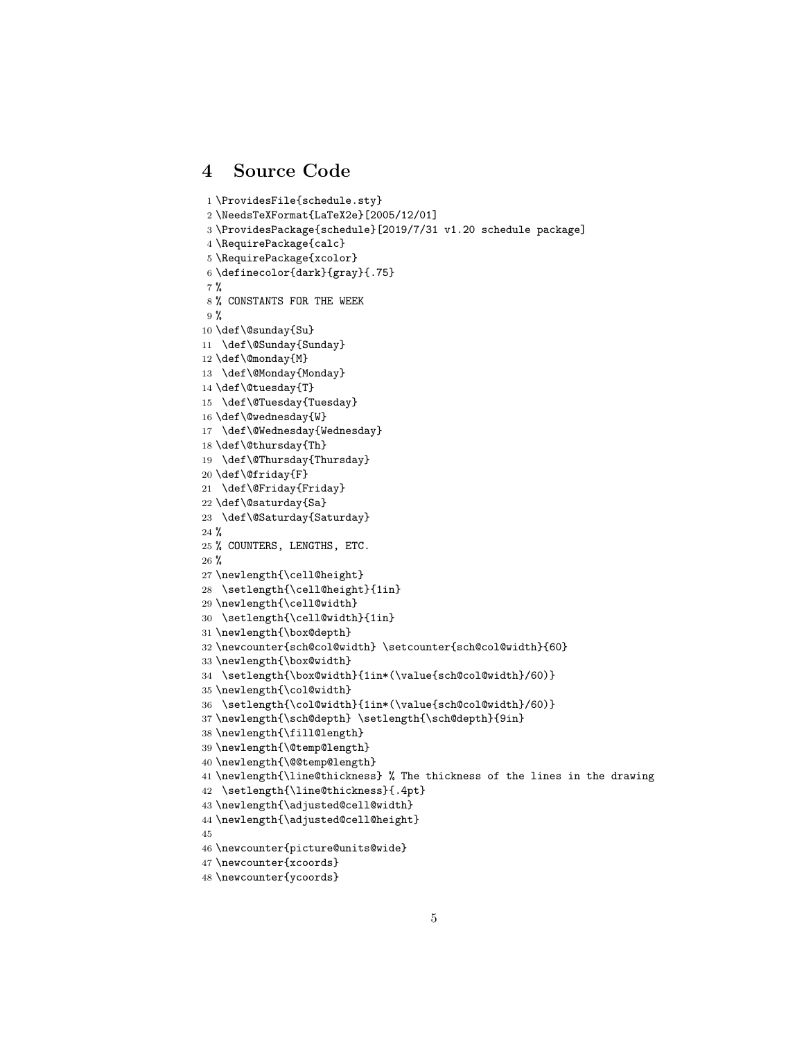# 4 Source Code

```
1 \ProvidesFile{schedule.sty}
2 \NeedsTeXFormat{LaTeX2e}[2005/12/01]
3 \ProvidesPackage{schedule}[2019/7/31 v1.20 schedule package]
4 \RequirePackage{calc}
5 \RequirePackage{xcolor}
6 \definecolor{dark}{gray}{.75}
7 %
8 % CONSTANTS FOR THE WEEK
9 %
10 \def\@sunday{Su}
11  \def\@Sunday{Sunday}
12 \def\@monday{M}
13  \def\@Monday{Monday}
14 \def\@tuesday{T}
15  \def\@Tuesday{Tuesday}
16 \def\@wednesday{W}
17  \def\@Wednesday{Wednesday}
18 \def\@thursday{Th}
19  \def\@Thursday{Thursday}
20 \def\@friday{F}
21  \def\@Friday{Friday}
22 \def\@saturday{Sa}
23  \def\@Saturday{Saturday}
24 %
25 % COUNTERS, LENGTHS, ETC.
26 %
27 \newlength{\cell@height}
28  \setlength{\cell@height}{1in}
29 \newlength{\cell@width}
30  \setlength{\cell@width}{1in}
31 \newlength{\box@depth}
32 \newcounter{sch@col@width} \setcounter{sch@col@width}{60}
33 \newlength{\box@width}
34  \setlength{\box@width}{1in*(\value{sch@col@width}/60)}
35 \newlength{\col@width}
36  \setlength{\col@width}{1in*(\value{sch@col@width}/60)}
37 \newlength{\sch@depth} \setlength{\sch@depth}{9in}
38 \newlength{\fill@length}
39 \newlength{\@temp@length}
40 \newlength{\@@temp@length}
41 \newlength{\line@thickness} % The thickness of the lines in the drawing
42  \setlength{\line@thickness}{.4pt}
43 \newlength{\adjusted@cell@width}
44 \newlength{\adjusted@cell@height}
45
46 \newcounter{picture@units@wide}
47 \newcounter{xcoords}
48 \newcounter{ycoords}
```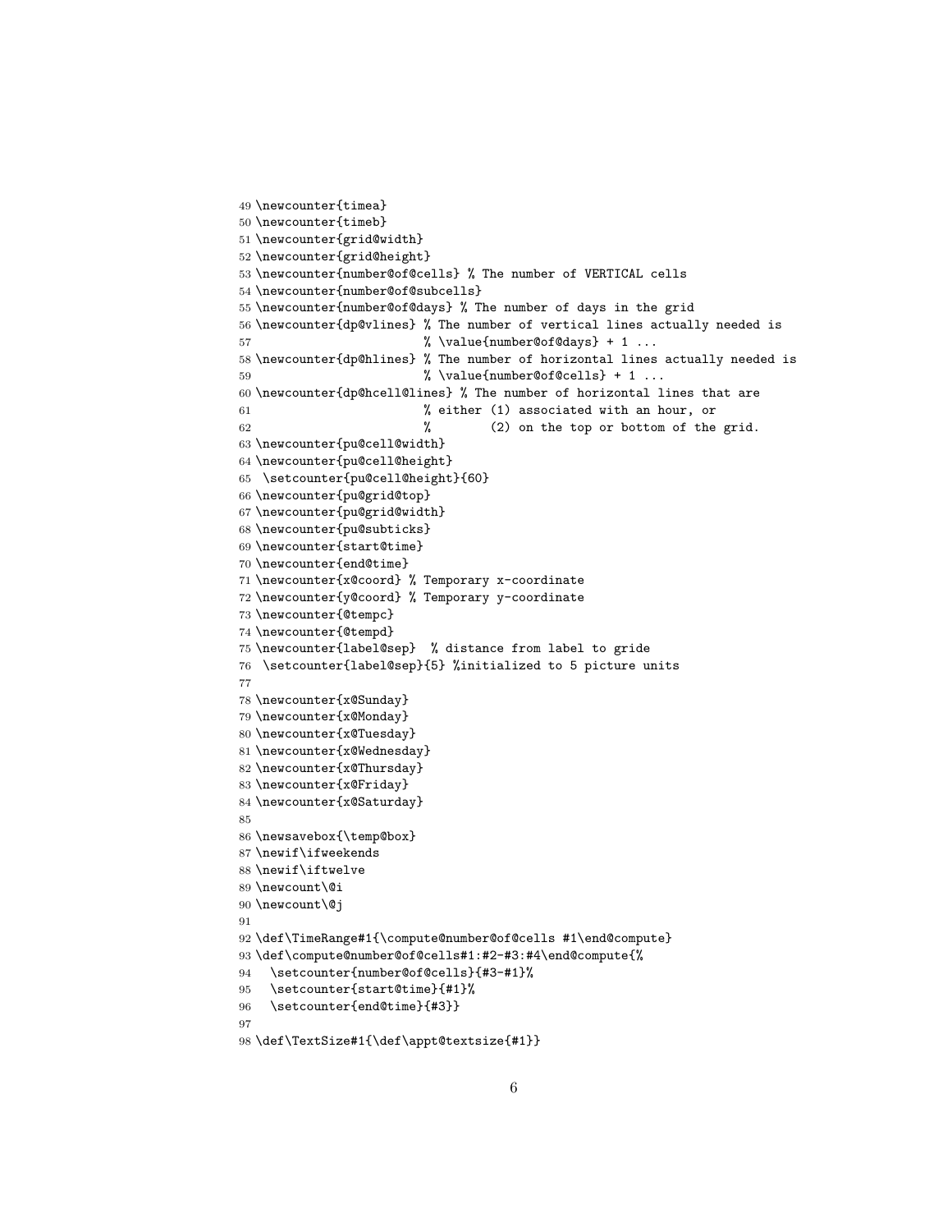```
49 \newcounter{timea}
50 \newcounter{timeb}
51 \newcounter{grid@width}
52 \newcounter{grid@height}
53 \newcounter{number@of@cells} % The number of VERTICAL cells
54 \newcounter{number@of@subcells}
55 \newcounter{number@of@days} % The number of days in the grid
56 \newcounter{dp@vlines} % The number of vertical lines actually needed is
57                        % \value{number@of@days} + 1 ...
58 \newcounter{dp@hlines} % The number of horizontal lines actually needed is
59                        % \value{number@of@cells} + 1 ...
60 \newcounter{dp@hcell@lines} % The number of horizontal lines that are
61                        % either (1) associated with an hour, or
62                        %        (2) on the top or bottom of the grid.
63 \newcounter{pu@cell@width}
64 \newcounter{pu@cell@height}
65  \setcounter{pu@cell@height}{60}
66 \newcounter{pu@grid@top}
67 \newcounter{pu@grid@width}
68 \newcounter{pu@subticks}
69 \newcounter{start@time}
70 \newcounter{end@time}
71 \newcounter{x@coord} % Temporary x-coordinate
72 \newcounter{y@coord} % Temporary y-coordinate
73 \newcounter{@tempc}
74 \newcounter{@tempd}
75 \newcounter{label@sep}  % distance from label to gride
76  \setcounter{label@sep}{5} %initialized to 5 picture units
77
78 \newcounter{x@Sunday}
79 \newcounter{x@Monday}
80 \newcounter{x@Tuesday}
81 \newcounter{x@Wednesday}
82 \newcounter{x@Thursday}
83 \newcounter{x@Friday}
84 \newcounter{x@Saturday}
85
86 \newsavebox{\temp@box}
87 \newif\ifweekends
88 \newif\iftwelve
89 \newcount\@i
90 \newcount\@j
91
92 \def\TimeRange#1{\compute@number@of@cells #1\end@compute}
93 \def\compute@number@of@cells#1:#2-#3:#4\end@compute{%
94   \setcounter{number@of@cells}{#3-#1}%
95   \setcounter{start@time}{#1}%
96   \setcounter{end@time}{#3}}
97
98 \def\TextSize#1{\def\appt@textsize{#1}}
```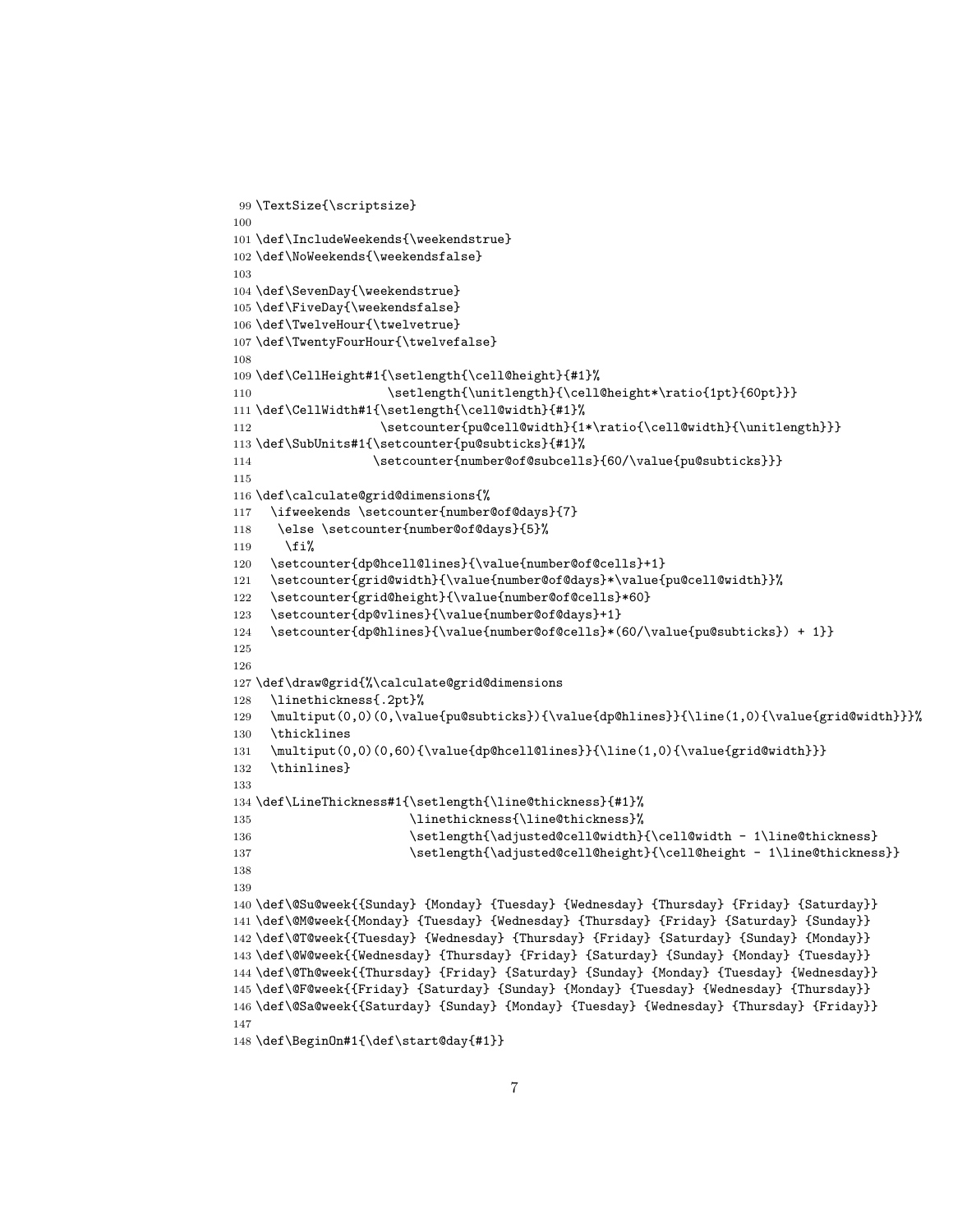```
99 \TextSize{\scriptsize}
100
101 \def\IncludeWeekends{\weekendstrue}
102 \def\NoWeekends{\weekendsfalse}
103
104 \def\SevenDay{\weekendstrue}
105 \def\FiveDay{\weekendsfalse}
106 \def\TwelveHour{\twelvetrue}
107 \def\TwentyFourHour{\twelvefalse}
108
109 \def\CellHeight#1{\setlength{\cell@height}{#1}%
110                   \setlength{\unitlength}{\cell@height*\ratio{1pt}{60pt}}}
111 \def\CellWidth#1{\setlength{\cell@width}{#1}%
112                  \setcounter{pu@cell@width}{1*\ratio{\cell@width}{\unitlength}}}
113 \def\SubUnits#1{\setcounter{pu@subticks}{#1}%
114                 \setcounter{number@of@subcells}{60/\value{pu@subticks}}}
115
116 \def\calculate@grid@dimensions{%
117   \ifweekends \setcounter{number@of@days}{7}
118    \else \setcounter{number@of@days}{5}%
119     \fi%
120   \setcounter{dp@hcell@lines}{\value{number@of@cells}+1}
121   \setcounter{grid@width}{\value{number@of@days}*\value{pu@cell@width}}%
122   \setcounter{grid@height}{\value{number@of@cells}*60}
123   \setcounter{dp@vlines}{\value{number@of@days}+1}
124   \setcounter{dp@hlines}{\value{number@of@cells}*(60/\value{pu@subticks}) + 1}}
125
126
127 \def\draw@grid{%\calculate@grid@dimensions
128   \linethickness{.2pt}%
129   \multiput(0,0)(0,\value{pu@subticks}){\value{dp@hlines}}{\line(1,0){\value{grid@width}}}%
130   \thicklines
131   \multiput(0,0)(0,60){\value{dp@hcell@lines}}{\line(1,0){\value{grid@width}}}
132   \thinlines}
133
134 \def\LineThickness#1{\setlength{\line@thickness}{#1}%
135                      \linethickness{\line@thickness}%
136                      \setlength{\adjusted@cell@width}{\cell@width - 1\line@thickness}
137                      \setlength{\adjusted@cell@height}{\cell@height - 1\line@thickness}}
138
139
140 \def\@Su@week{{Sunday} {Monday} {Tuesday} {Wednesday} {Thursday} {Friday} {Saturday}}
141 \def\@M@week{{Monday} {Tuesday} {Wednesday} {Thursday} {Friday} {Saturday} {Sunday}}
142 \def\@T@week{{Tuesday} {Wednesday} {Thursday} {Friday} {Saturday} {Sunday} {Monday}}
143 \def\@W@week{{Wednesday} {Thursday} {Friday} {Saturday} {Sunday} {Monday} {Tuesday}}
144 \def\@Th@week{{Thursday} {Friday} {Saturday} {Sunday} {Monday} {Tuesday} {Wednesday}}
145 \def\@F@week{{Friday} {Saturday} {Sunday} {Monday} {Tuesday} {Wednesday} {Thursday}}
146 \def\@Sa@week{{Saturday} {Sunday} {Monday} {Tuesday} {Wednesday} {Thursday} {Friday}}
147
148 \def\BeginOn#1{\def\start@day{#1}}
```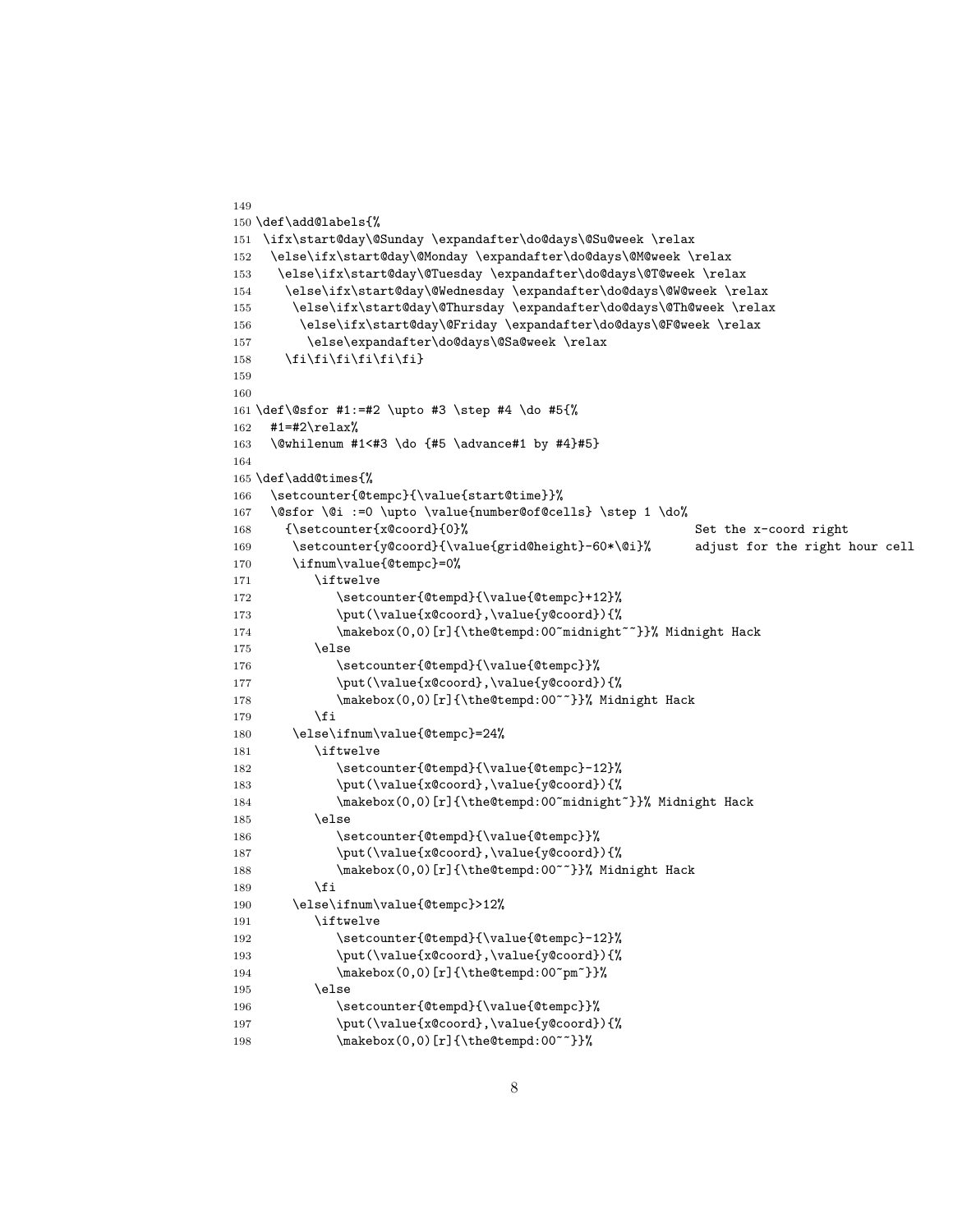```
149
150 \def\add@labels{%
151  \ifx\start@day\@Sunday \expandafter\do@days\@Su@week \relax
152   \else\ifx\start@day\@Monday \expandafter\do@days\@M@week \relax
153    \else\ifx\start@day\@Tuesday \expandafter\do@days\@T@week \relax
154     \else\ifx\start@day\@Wednesday \expandafter\do@days\@W@week \relax
155      \else\ifx\start@day\@Thursday \expandafter\do@days\@Th@week \relax
156       \else\ifx\start@day\@Friday \expandafter\do@days\@F@week \relax
157        \else\expandafter\do@days\@Sa@week \relax
158     \fi\fi\fi\fi\fi\fi}
159
160
161 \def\@sfor #1:=#2 \upto #3 \step #4 \do #5{%
162   #1=#2\relax%
163   \@whilenum #1<#3 \do {#5 \advance#1 by #4}#5}
164
165 \def\add@times{%
166   \setcounter{@tempc}{\value{start@time}}%
167   \@sfor \@i :=0 \upto \value{number@of@cells} \step 1 \do%
168     {\setcounter{x@coord}{0}%                              Set the x-coord right
169      \setcounter{y@coord}{\value{grid@height}-60*\@i}%      adjust for the right hour cell
170      \ifnum\value{@tempc}=0%
171         \iftwelve
172            \setcounter{@tempd}{\value{@tempc}+12}%
173            \put(\value{x@coord},\value{y@coord}){%
174            \makebox(0,0)[r]{\the@tempd:00~midnight~~}}% Midnight Hack
175         \else
176            \setcounter{@tempd}{\value{@tempc}}%
177            \put(\value{x@coord},\value{y@coord}){%
178            \makebox(0,0)[r]{\the@tempd:00~~}}% Midnight Hack
179         \fi
180      \else\ifnum\value{@tempc}=24%
181         \iftwelve
182            \setcounter{@tempd}{\value{@tempc}-12}%
183            \put(\value{x@coord},\value{y@coord}){%
184            \makebox(0,0)[r]{\the@tempd:00~midnight~}}% Midnight Hack
185         \else
186            \setcounter{@tempd}{\value{@tempc}}%
187            \put(\value{x@coord},\value{y@coord}){%
188            \makebox(0,0)[r]{\the@tempd:00~~}}% Midnight Hack
189         \fi
190      \else\ifnum\value{@tempc}>12%
191         \iftwelve
192            \setcounter{@tempd}{\value{@tempc}-12}%
193            \put(\value{x@coord},\value{y@coord}){%
194            \makebox(0,0)[r]{\the@tempd:00~pm~}}%
195         \else
196            \setcounter{@tempd}{\value{@tempc}}%
197            \put(\value{x@coord},\value{y@coord}){%
198            \makebox(0,0)[r]{\the@tempd:00~~}}%
```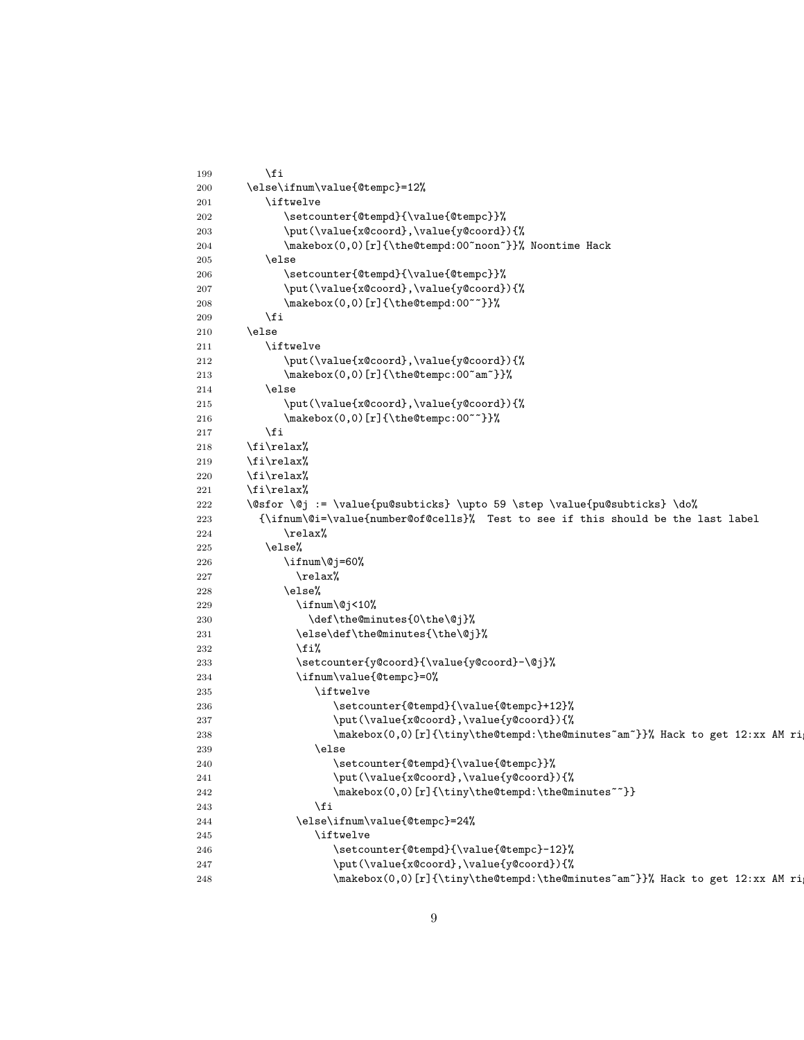```
199         \fi
200     \else\ifnum\value{@tempc}=12%
201         \iftwelve
202             \setcounter{@tempd}{\value{@tempc}}%
203             \put(\value{x@coord},\value{y@coord}){%
204             \makebox(0,0)[r]{\the@tempd:00~noon~}}% Noontime Hack
205         \else
206             \setcounter{@tempd}{\value{@tempc}}%
207             \put(\value{x@coord},\value{y@coord}){%
208             \makebox(0,0)[r]{\the@tempd:00~~}}%
209         \fi
210     \else
211         \iftwelve
212             \put(\value{x@coord},\value{y@coord}){%
213             \makebox(0,0)[r]{\the@tempc:00~am~}}%
214         \else
215             \put(\value{x@coord},\value{y@coord}){%
216             \makebox(0,0)[r]{\the@tempc:00~~}}%
217         \fi
218     \fi\relax%
219     \fi\relax%
220     \fi\relax%
221     \fi\relax%
222     \@sfor \@j := \value{pu@subticks} \upto 59 \step \value{pu@subticks} \do%
223       {\ifnum\@i=\value{number@of@cells}%  Test to see if this should be the last label
224           \relax%
225         \else%
226           \ifnum\@j=60%
227             \relax%
228           \else%
229             \ifnum\@j<10%
230               \def\the@minutes{0\the\@j}%
231             \else\def\the@minutes{\the\@j}%
232             \fi%
233             \setcounter{y@coord}{\value{y@coord}-\@j}%
234             \ifnum\value{@tempc}=0%
235                \iftwelve
236                   \setcounter{@tempd}{\value{@tempc}+12}%
237                   \put(\value{x@coord},\value{y@coord}){%
238                   \makebox(0,0)[r]{\tiny\the@tempd:\the@minutes~am~}}% Hack to get 12:xx AM ri
239                \else
240                   \setcounter{@tempd}{\value{@tempc}}%
241                   \put(\value{x@coord},\value{y@coord}){%
242                   \makebox(0,0)[r]{\tiny\the@tempd:\the@minutes~~}}
243                \fi
244             \else\ifnum\value{@tempc}=24%
245                \iftwelve
246                   \setcounter{@tempd}{\value{@tempc}-12}%
247                   \put(\value{x@coord},\value{y@coord}){%
248                   \makebox(0,0)[r]{\tiny\the@tempd:\the@minutes~am~}}% Hack to get 12:xx AM ri
```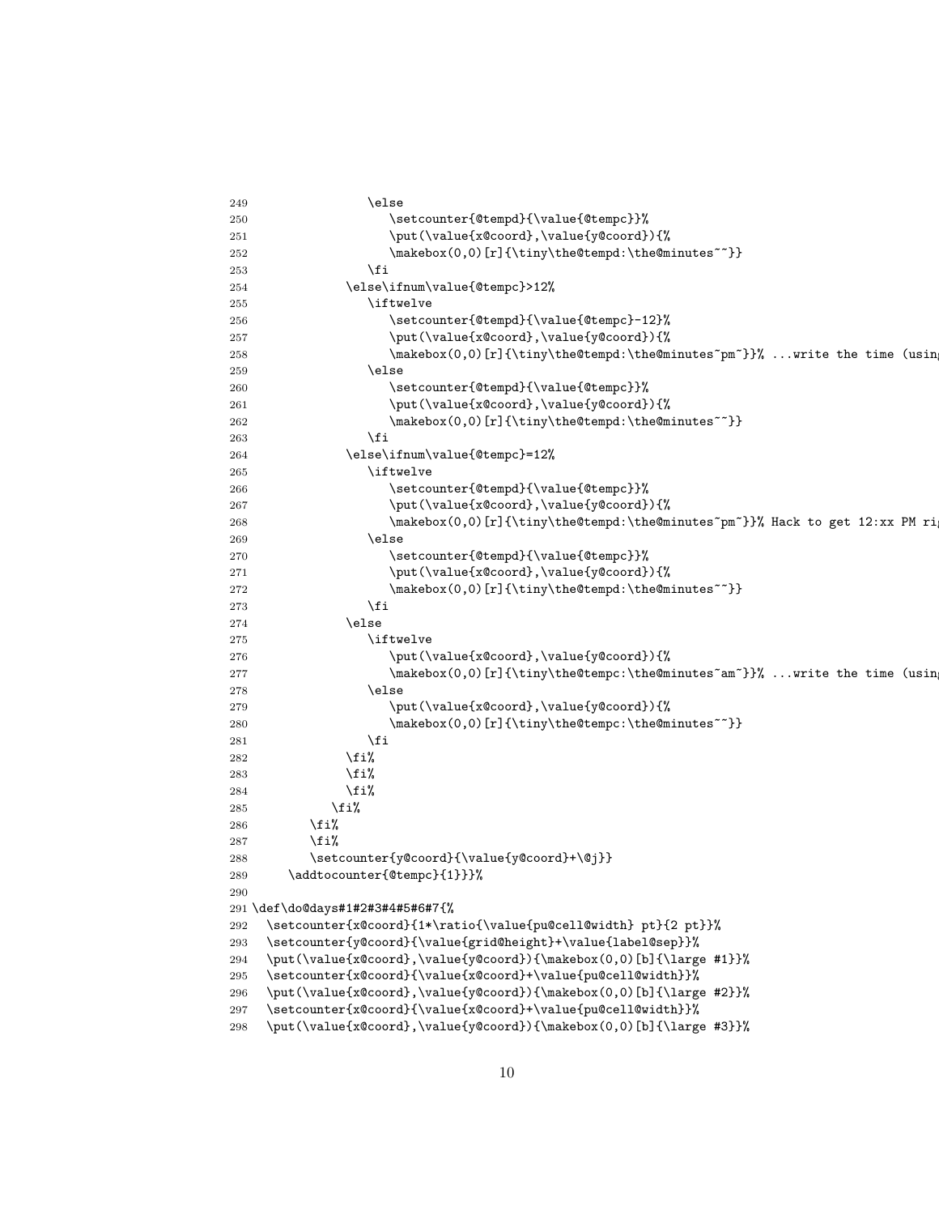```
249                 \else
250                    \setcounter{@tempd}{\value{@tempc}}%
251                    \put(\value{x@coord},\value{y@coord}){%
252                    \makebox(0,0)[r]{\tiny\the@tempd:\the@minutes~~}}
253                 \fi
254              \else\ifnum\value{@tempc}>12%
255                 \iftwelve
256                    \setcounter{@tempd}{\value{@tempc}-12}%
257                    \put(\value{x@coord},\value{y@coord}){%
258                    \makebox(0,0)[r]{\tiny\the@tempd:\the@minutes~pm~}}% ...write the time (usin
259                 \else
260                    \setcounter{@tempd}{\value{@tempc}}%
261                    \put(\value{x@coord},\value{y@coord}){%
262                    \makebox(0,0)[r]{\tiny\the@tempd:\the@minutes~~}}
263                 \fi
264              \else\ifnum\value{@tempc}=12%
265                 \iftwelve
266                    \setcounter{@tempd}{\value{@tempc}}%
267                    \put(\value{x@coord},\value{y@coord}){%
268                    \makebox(0,0)[r]{\tiny\the@tempd:\the@minutes~pm~}}% Hack to get 12:xx PM ri
269                 \else
270                    \setcounter{@tempd}{\value{@tempc}}%
271                    \put(\value{x@coord},\value{y@coord}){%
272                    \makebox(0,0)[r]{\tiny\the@tempd:\the@minutes~~}}
273                 \fi
274              \else
275                 \iftwelve
276                    \put(\value{x@coord},\value{y@coord}){%
277                    \makebox(0,0)[r]{\tiny\the@tempc:\the@minutes~am~}}% ...write the time (usin
278                 \else
279                    \put(\value{x@coord},\value{y@coord}){%
280                    \makebox(0,0)[r]{\tiny\the@tempc:\the@minutes~~}}
281                 \fi
282              \fi%
283              \fi%
284              \fi%
285           \fi%
286        \fi%
287        \fi%
288        \setcounter{y@coord}{\value{y@coord}+\@j}}
289     \addtocounter{@tempc}{1}}}%
290
291 \def\do@days#1#2#3#4#5#6#7{%
292   \setcounter{x@coord}{1*\ratio{\value{pu@cell@width} pt}{2 pt}}%
293   \setcounter{y@coord}{\value{grid@height}+\value{label@sep}}%
294   \put(\value{x@coord},\value{y@coord}){\makebox(0,0)[b]{\large #1}}%
295   \setcounter{x@coord}{\value{x@coord}+\value{pu@cell@width}}%
296   \put(\value{x@coord},\value{y@coord}){\makebox(0,0)[b]{\large #2}}%
297   \setcounter{x@coord}{\value{x@coord}+\value{pu@cell@width}}%
298   \put(\value{x@coord},\value{y@coord}){\makebox(0,0)[b]{\large #3}}%
```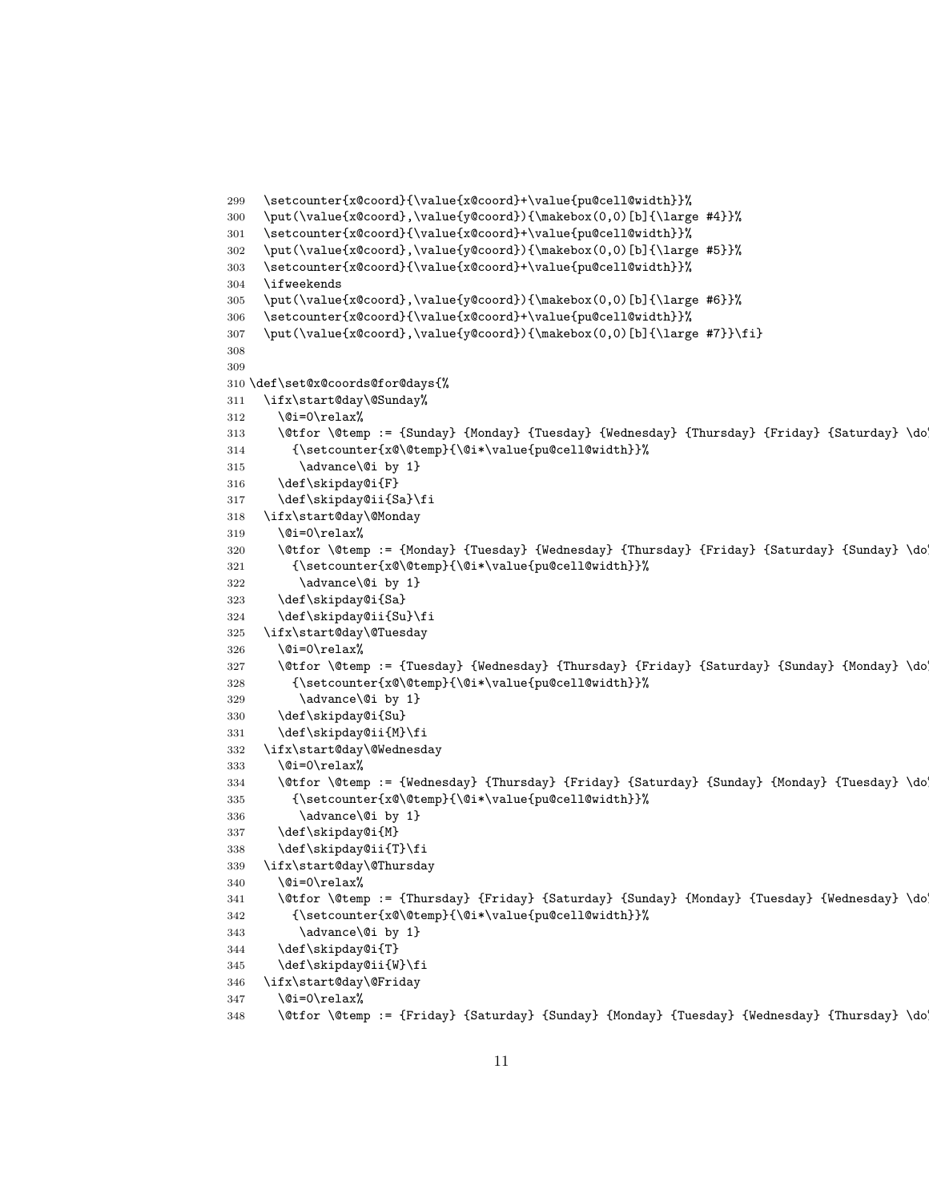```
299   \setcounter{x@coord}{\value{x@coord}+\value{pu@cell@width}}%
300   \put(\value{x@coord},\value{y@coord}){\makebox(0,0)[b]{\large #4}}%
301   \setcounter{x@coord}{\value{x@coord}+\value{pu@cell@width}}%
302   \put(\value{x@coord},\value{y@coord}){\makebox(0,0)[b]{\large #5}}%
303   \setcounter{x@coord}{\value{x@coord}+\value{pu@cell@width}}%
304   \ifweekends
305   \put(\value{x@coord},\value{y@coord}){\makebox(0,0)[b]{\large #6}}%
306   \setcounter{x@coord}{\value{x@coord}+\value{pu@cell@width}}%
307   \put(\value{x@coord},\value{y@coord}){\makebox(0,0)[b]{\large #7}}\fi}
308
309
310 \def\set@x@coords@for@days{%
311   \ifx\start@day\@Sunday%
312     \@i=0\relax%
313     \@tfor \@temp := {Sunday} {Monday} {Tuesday} {Wednesday} {Thursday} {Friday} {Saturday} \do
314       {\setcounter{x@\@temp}{\@i*\value{pu@cell@width}}%
315        \advance\@i by 1}
316     \def\skipday@i{F}
317     \def\skipday@ii{Sa}\fi
318   \ifx\start@day\@Monday
319     \@i=0\relax%
320     \@tfor \@temp := {Monday} {Tuesday} {Wednesday} {Thursday} {Friday} {Saturday} {Sunday} \do
321       {\setcounter{x@\@temp}{\@i*\value{pu@cell@width}}%
322        \advance\@i by 1}
323     \def\skipday@i{Sa}
324     \def\skipday@ii{Su}\fi
325   \ifx\start@day\@Tuesday
326     \@i=0\relax%
327     \@tfor \@temp := {Tuesday} {Wednesday} {Thursday} {Friday} {Saturday} {Sunday} {Monday} \do
328       {\setcounter{x@\@temp}{\@i*\value{pu@cell@width}}%
329        \advance\@i by 1}
330     \def\skipday@i{Su}
331     \def\skipday@ii{M}\fi
332   \ifx\start@day\@Wednesday
333     \@i=0\relax%
334     \@tfor \@temp := {Wednesday} {Thursday} {Friday} {Saturday} {Sunday} {Monday} {Tuesday} \do
335       {\setcounter{x@\@temp}{\@i*\value{pu@cell@width}}%
336        \advance\@i by 1}
337     \def\skipday@i{M}
338     \def\skipday@ii{T}\fi
339   \ifx\start@day\@Thursday
340     \@i=0\relax%
341     \@tfor \@temp := {Thursday} {Friday} {Saturday} {Sunday} {Monday} {Tuesday} {Wednesday} \do
342       {\setcounter{x@\@temp}{\@i*\value{pu@cell@width}}%
343        \advance\@i by 1}
344     \def\skipday@i{T}
345     \def\skipday@ii{W}\fi
346   \ifx\start@day\@Friday
347     \@i=0\relax%
348     \@tfor \@temp := {Friday} {Saturday} {Sunday} {Monday} {Tuesday} {Wednesday} {Thursday} \do
```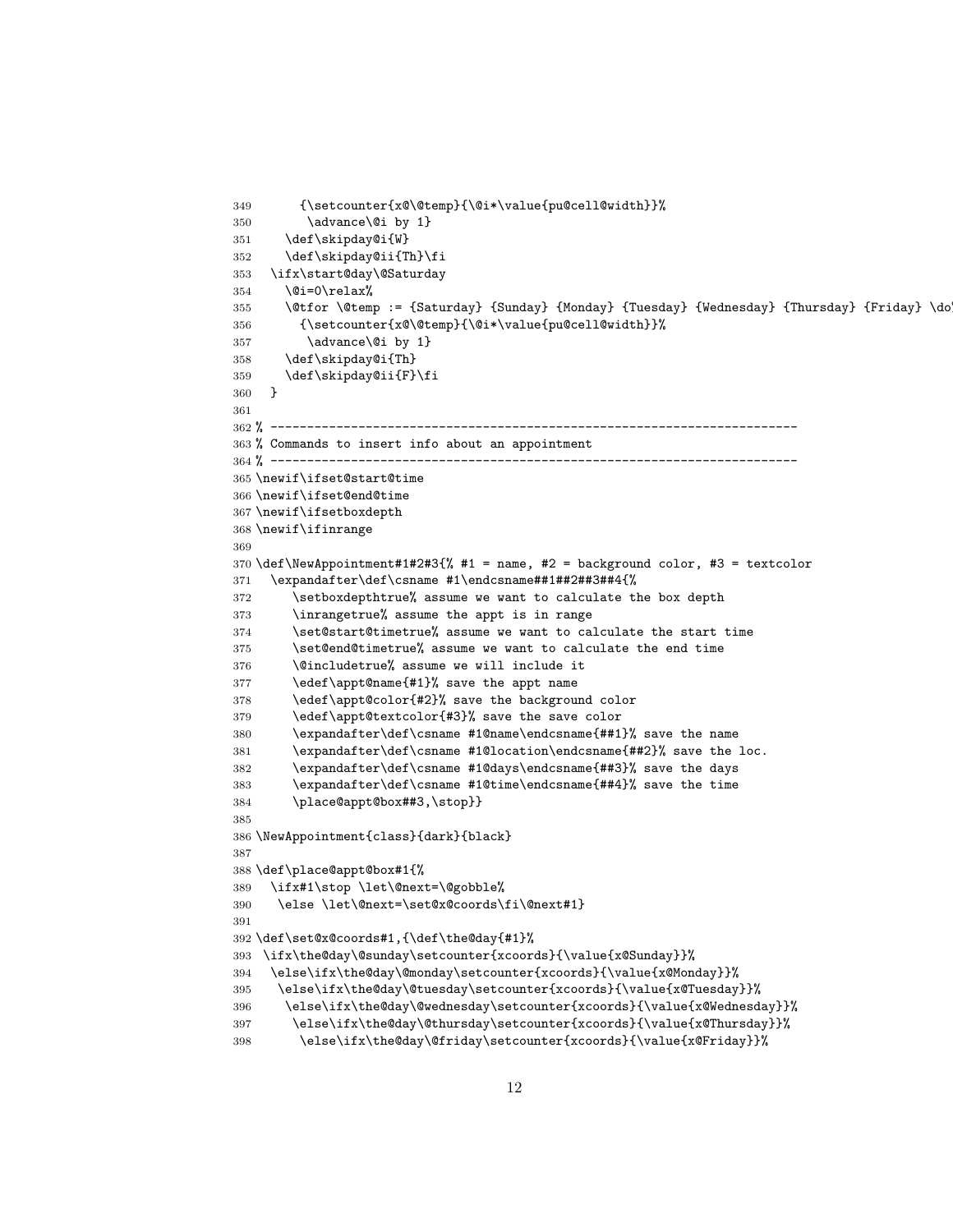```
349       {\setcounter{x@\@temp}{\@i*\value{pu@cell@width}}%
350        \advance\@i by 1}
351     \def\skipday@i{W}
352     \def\skipday@ii{Th}\fi
353   \ifx\start@day\@Saturday
354     \@i=0\relax%
355     \@tfor \@temp := {Saturday} {Sunday} {Monday} {Tuesday} {Wednesday} {Thursday} {Friday} \do
356       {\setcounter{x@\@temp}{\@i*\value{pu@cell@width}}%
357        \advance\@i by 1}
358     \def\skipday@i{Th}
359     \def\skipday@ii{F}\fi
360   }
361
362 % ----------------------------------------------------------------------
363 % Commands to insert info about an appointment
364 % ----------------------------------------------------------------------
365 \newif\ifset@start@time
366 \newif\ifset@end@time
367 \newif\ifsetboxdepth
368 \newif\ifinrange
369
370 \def\NewAppointment#1#2#3{% #1 = name, #2 = background color, #3 = textcolor
371   \expandafter\def\csname #1\endcsname##1##2##3##4{%
372      \setboxdepthtrue% assume we want to calculate the box depth
373      \inrangetrue% assume the appt is in range
374      \set@start@timetrue% assume we want to calculate the start time
375      \set@end@timetrue% assume we want to calculate the end time
376      \@includetrue% assume we will include it
377      \edef\appt@name{#1}% save the appt name
378      \edef\appt@color{#2}% save the background color
379      \edef\appt@textcolor{#3}% save the save color
380      \expandafter\def\csname #1@name\endcsname{##1}% save the name
381      \expandafter\def\csname #1@location\endcsname{##2}% save the loc.
382      \expandafter\def\csname #1@days\endcsname{##3}% save the days
383      \expandafter\def\csname #1@time\endcsname{##4}% save the time
384      \place@appt@box##3,\stop}}
385
386 \NewAppointment{class}{dark}{black}
387
388 \def\place@appt@box#1{%
389   \ifx#1\stop \let\@next=\@gobble%
390    \else \let\@next=\set@x@coords\fi\@next#1}
391
392 \def\set@x@coords#1,{\def\the@day{#1}%
393  \ifx\the@day\@sunday\setcounter{xcoords}{\value{x@Sunday}}%
394   \else\ifx\the@day\@monday\setcounter{xcoords}{\value{x@Monday}}%
395    \else\ifx\the@day\@tuesday\setcounter{xcoords}{\value{x@Tuesday}}%
396     \else\ifx\the@day\@wednesday\setcounter{xcoords}{\value{x@Wednesday}}%
397      \else\ifx\the@day\@thursday\setcounter{xcoords}{\value{x@Thursday}}%
398       \else\ifx\the@day\@friday\setcounter{xcoords}{\value{x@Friday}}%
```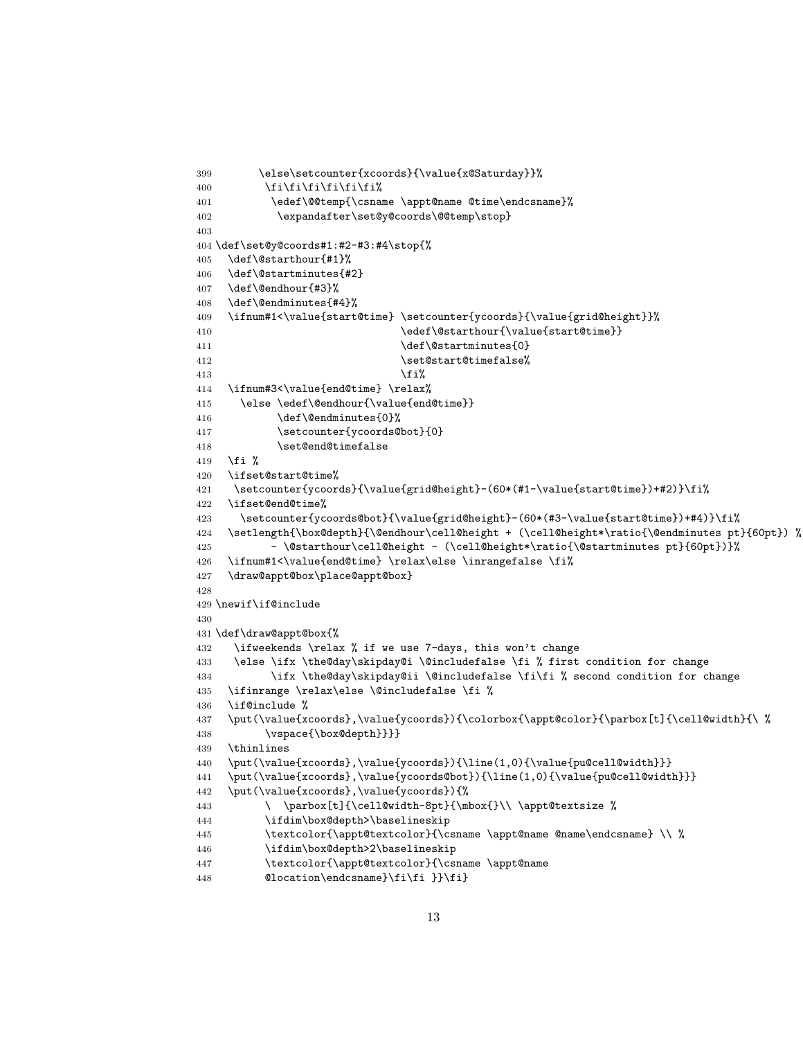```
399        \else\setcounter{xcoords}{\value{x@Saturday}}%
400         \fi\fi\fi\fi\fi\fi%
401          \edef\@@temp{\csname \appt@name @time\endcsname}%
402           \expandafter\set@y@coords\@@temp\stop}
403
404 \def\set@y@coords#1:#2-#3:#4\stop{%
405   \def\@starthour{#1}%
406   \def\@startminutes{#2}
407   \def\@endhour{#3}%
408   \def\@endminutes{#4}%
409   \ifnum#1<\value{start@time} \setcounter{ycoords}{\value{grid@height}}%
410                               \edef\@starthour{\value{start@time}}
411                               \def\@startminutes{0}
412                               \set@start@timefalse%
413                               \fi%
414   \ifnum#3<\value{end@time} \relax%
415     \else \edef\@endhour{\value{end@time}}
416           \def\@endminutes{0}%
417           \setcounter{ycoords@bot}{0}
418           \set@end@timefalse
419   \fi %
420   \ifset@start@time%
421    \setcounter{ycoords}{\value{grid@height}-(60*(#1-\value{start@time})+#2)}\fi%
422   \ifset@end@time%
423     \setcounter{ycoords@bot}{\value{grid@height}-(60*(#3-\value{start@time})+#4)}\fi%
424   \setlength{\box@depth}{\@endhour\cell@height + (\cell@height*\ratio{\@endminutes pt}{60pt}) %
425         - \@starthour\cell@height - (\cell@height*\ratio{\@startminutes pt}{60pt})}%
426   \ifnum#1<\value{end@time} \relax\else \inrangefalse \fi%
427   \draw@appt@box\place@appt@box}
428
429 \newif\if@include
430
431 \def\draw@appt@box{%
432    \ifweekends \relax % if we use 7-days, this won't change
433    \else \ifx \the@day\skipday@i \@includefalse \fi % first condition for change
434          \ifx \the@day\skipday@ii \@includefalse \fi\fi % second condition for change
435   \ifinrange \relax\else \@includefalse \fi %
436   \if@include %
437   \put(\value{xcoords},\value{ycoords}){\colorbox{\appt@color}{\parbox[t]{\cell@width}{\ %
438         \vspace{\box@depth}}}}
439   \thinlines
440   \put(\value{xcoords},\value{ycoords}){\line(1,0){\value{pu@cell@width}}}
441   \put(\value{xcoords},\value{ycoords@bot}){\line(1,0){\value{pu@cell@width}}}
442   \put(\value{xcoords},\value{ycoords}){%
443         \  \parbox[t]{\cell@width-8pt}{\mbox{}\\ \appt@textsize %
444         \ifdim\box@depth>\baselineskip
445         \textcolor{\appt@textcolor}{\csname \appt@name @name\endcsname} \\ %
446         \ifdim\box@depth>2\baselineskip
447         \textcolor{\appt@textcolor}{\csname \appt@name
448         @location\endcsname}\fi\fi }}\fi}
```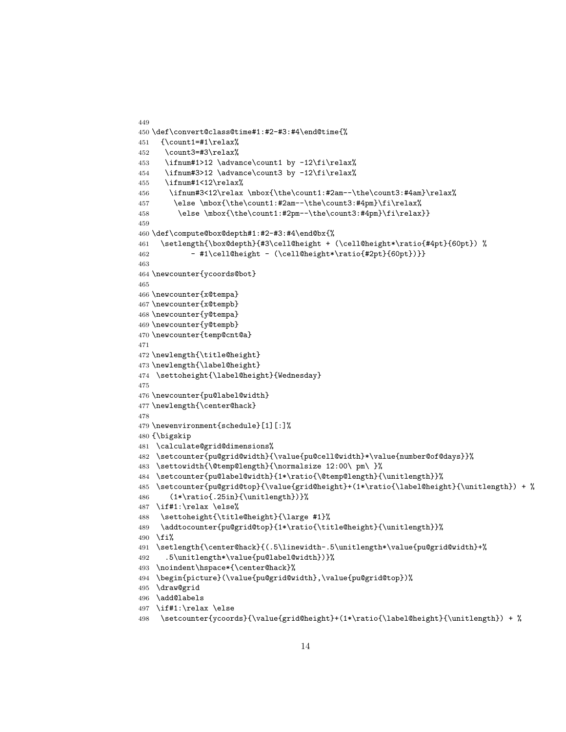```
449
450 \def\convert@class@time#1:#2-#3:#4\end@time{%
451   {\count1=#1\relax%
452    \count3=#3\relax%
453    \ifnum#1>12 \advance\count1 by -12\fi\relax%
454    \ifnum#3>12 \advance\count3 by -12\fi\relax%
455    \ifnum#1<12\relax%
456     \ifnum#3<12\relax \mbox{\the\count1:#2am--\the\count3:#4am}\relax%
457      \else \mbox{\the\count1:#2am--\the\count3:#4pm}\fi\relax%
458       \else \mbox{\the\count1:#2pm--\the\count3:#4pm}\fi\relax}}
459
460 \def\compute@box@depth#1:#2-#3:#4\end@bx{%
461   \setlength{\box@depth}{#3\cell@height + (\cell@height*\ratio{#4pt}{60pt}) %
462          - #1\cell@height - (\cell@height*\ratio{#2pt}{60pt})}}
463
464 \newcounter{ycoords@bot}
465
466 \newcounter{x@tempa}
467 \newcounter{x@tempb}
468 \newcounter{y@tempa}
469 \newcounter{y@tempb}
470 \newcounter{temp@cnt@a}
471
472 \newlength{\title@height}
473 \newlength{\label@height}
474  \settoheight{\label@height}{Wednesday}
475
476 \newcounter{pu@label@width}
477 \newlength{\center@hack}
478
479 \newenvironment{schedule}[1][:]%
480 {\bigskip
481  \calculate@grid@dimensions%
482  \setcounter{pu@grid@width}{\value{pu@cell@width}*\value{number@of@days}}%
483  \settowidth{\@temp@length}{\normalsize 12:00\ pm\ }%
484  \setcounter{pu@label@width}{1*\ratio{\@temp@length}{\unitlength}}%
485  \setcounter{pu@grid@top}{\value{grid@height}+(1*\ratio{\label@height}{\unitlength}) + %
486     (1*\ratio{.25in}{\unitlength})}%
487  \if#1:\relax \else%
488   \settoheight{\title@height}{\large #1}%
489   \addtocounter{pu@grid@top}{1*\ratio{\title@height}{\unitlength}}%
490  \fi%
491  \setlength{\center@hack}{(.5\linewidth-.5\unitlength*\value{pu@grid@width}+%
492    .5\unitlength*\value{pu@label@width})}%
493  \noindent\hspace*{\center@hack}%
494  \begin{picture}(\value{pu@grid@width},\value{pu@grid@top})%
495  \draw@grid
496  \add@labels
497  \if#1:\relax \else
498   \setcounter{ycoords}{\value{grid@height}+(1*\ratio{\label@height}{\unitlength}) + %
```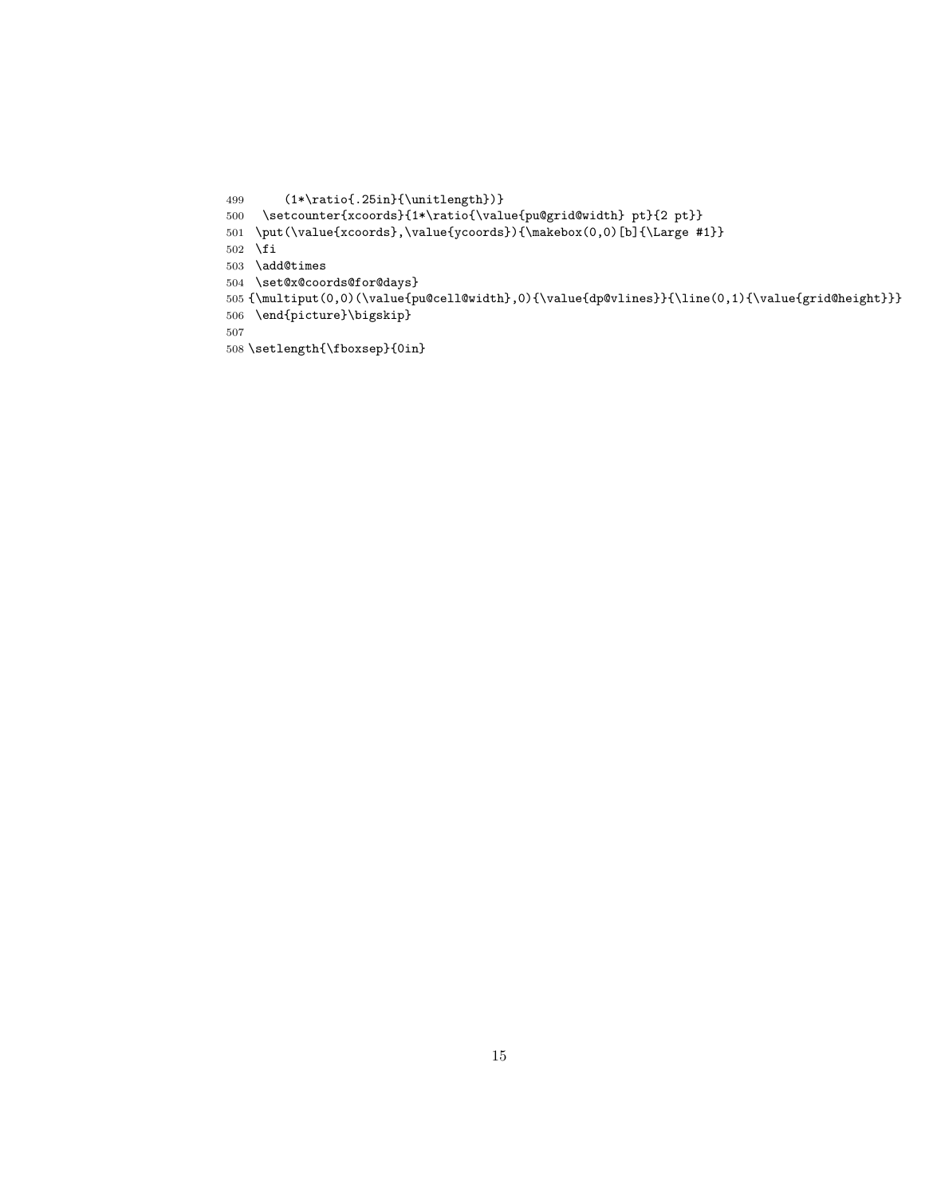```
499      (1*\ratio{.25in}{\unitlength})}
500   \setcounter{xcoords}{1*\ratio{\value{pu@grid@width} pt}{2 pt}}
501  \put(\value{xcoords},\value{ycoords}){\makebox(0,0)[b]{\Large #1}}
502  \fi
503  \add@times
504  \set@x@coords@for@days}
505 {\multiput(0,0)(\value{pu@cell@width},0){\value{dp@vlines}}{\line(0,1){\value{grid@height}}}
506  \end{picture}\bigskip}
507
508 \setlength{\fboxsep}{0in}
```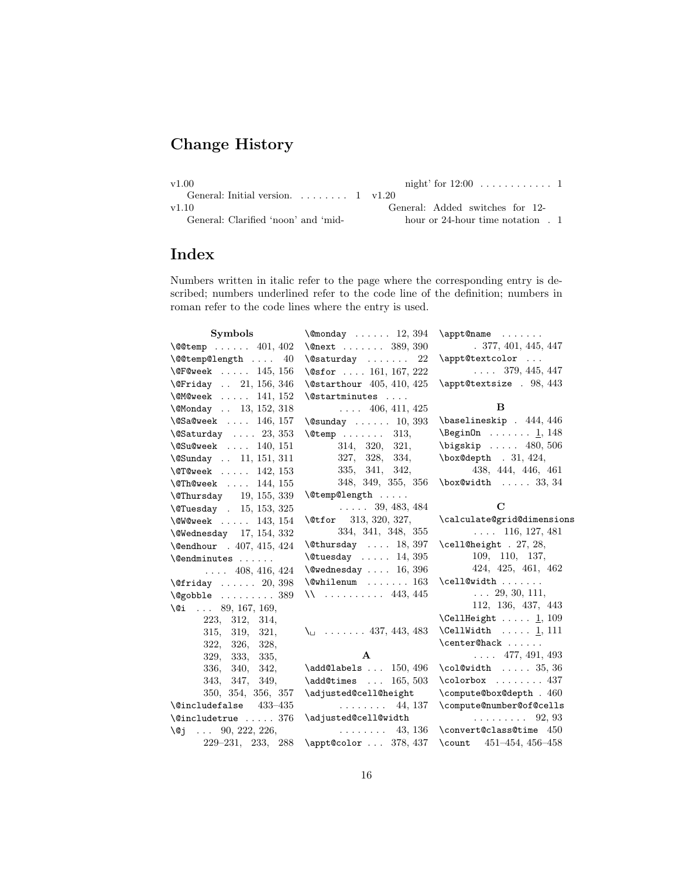## Change History

v1.00

General: Initial version. . . . . . . . . 1

v1.10

General: Clarified 'noon' and 'midnight' for 12:00 . . . . . . . . . . . . 1

v1.20

General: Added switches for 12-hour or 24-hour time notation . 1

## Index

Numbers written in italic refer to the page where the corresponding entry is described; numbers underlined refer to the code line of the definition; numbers in roman refer to the code lines where the entry is used.

**Symbols**

\@@temp . . . . . . 401, 402
\@@temp@length . . . . 40
\@F@week . . . . . 145, 156
\@Friday . . 21, 156, 346
\@M@week . . . . . 141, 152
\@Monday . . 13, 152, 318
\@Sa@week . . . . 146, 157
\@Saturday . . . . 23, 353
\@Su@week . . . . 140, 151
\@Sunday . . 11, 151, 311
\@T@week . . . . . 142, 153
\@Th@week . . . . 144, 155
\@Thursday 19, 155, 339
\@Tuesday . 15, 153, 325
\@W@week . . . . . 143, 154
\@Wednesday 17, 154, 332
\@endhour . 407, 415, 424
\@endminutes . . . . . . . . . . 408, 416, 424
\@friday . . . . . . 20, 398
\@gobble . . . . . . . . . 389
\@i . . . 89, 167, 169, 223, 312, 314, 315, 319, 321, 322, 326, 328, 329, 333, 335, 336, 340, 342, 343, 347, 349, 350, 354, 356, 357
\@includefalse 433–435
\@includetrue . . . . . 376
\@j . . . 90, 222, 226, 229–231, 233, 288
\@monday . . . . . . 12, 394
\@next . . . . . . . 389, 390
\@saturday . . . . . . . 22
\@sfor . . . . 161, 167, 222
\@starthour 405, 410, 425
\@startminutes . . . . . . . . 406, 411, 425
\@sunday . . . . . . 10, 393
\@temp . . . . . . . 313, 314, 320, 321, 327, 328, 334, 335, 341, 342, 348, 349, 355, 356
\@temp@length . . . . . . . . . 39, 483, 484
\@tfor 313, 320, 327, 334, 341, 348, 355
\@thursday . . . . 18, 397
\@tuesday . . . . . 14, 395
\@wednesday . . . . 16, 396
\@whilenum . . . . . . . 163
\\ . . . . . . . . . . 443, 445
\␣ . . . . . . . 437, 443, 483

**A**

\add@labels . . . 150, 496
\add@times . . . 165, 503
\adjusted@cell@height . . . . . . . . 44, 137
\adjusted@cell@width . . . . . . . . 43, 136
\appt@color . . . 378, 437
\appt@name . . . . . . . . 377, 401, 445, 447
\appt@textcolor . . . . . . . 379, 445, 447
\appt@textsize . 98, 443

**B**

\baselineskip . 444, 446
\BeginOn . . . . . . . 1, 148
\bigskip . . . . . 480, 506
\box@depth . 31, 424, 438, 444, 446, 461
\box@width . . . . . 33, 34

**C**

\calculate@grid@dimensions . . . . 116, 127, 481
\cell@height . 27, 28, 109, 110, 137, 424, 425, 461, 462
\cell@width . . . . . . . . . . 29, 30, 111, 112, 136, 437, 443
\CellHeight . . . . . 1, 109
\CellWidth . . . . . 1, 111
\center@hack . . . . . . . . . . 477, 491, 493
\col@width . . . . . 35, 36
\colorbox . . . . . . . . 437
\compute@box@depth . 460
\compute@number@of@cells . . . . . . . . . 92, 93
\convert@class@time 450
\count 451–454, 456–458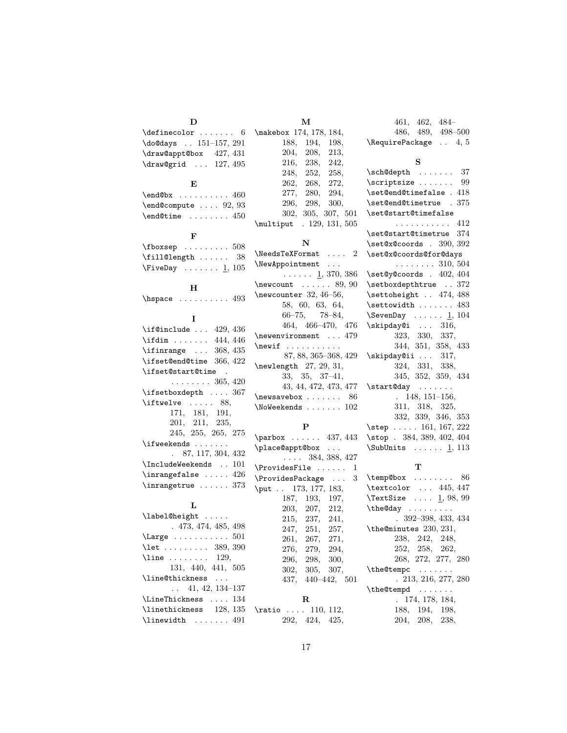**D**

\definecolor . . . . . . . 6
\do@days . . 151–157, 291
\draw@appt@box 427, 431
\draw@grid . . . 127, 495

**E**

\end@bx . . . . . . . . . . 460
\end@compute . . . . 92, 93
\end@time . . . . . . . . 450

**F**

\fboxsep . . . . . . . . . 508
\fill@length . . . . . . 38
\FiveDay . . . . . . . 1, 105

**H**

\hspace . . . . . . . . . . 493

**I**

\if@include . . . 429, 436
\ifdim . . . . . . . 444, 446
\ifinrange . . . 368, 435
\ifset@end@time 366, 422
\ifset@start@time . . . . . . . . . 365, 420
\ifsetboxdepth . . . . 367
\iftwelve . . . . . 88, 171, 181, 191, 201, 211, 235, 245, 255, 265, 275
\ifweekends . . . . . . . . 87, 117, 304, 432
\IncludeWeekends . . 101
\inrangefalse . . . . . 426
\inrangetrue . . . . . . 373

**L**

\label@height . . . . . . 473, 474, 485, 498
\Large . . . . . . . . . . . 501
\let . . . . . . . . . 389, 390
\line . . . . . . . . 129, 131, 440, 441, 505
\line@thickness . . . . . 41, 42, 134–137
\LineThickness . . . . 134
\linethickness 128, 135
\linewidth . . . . . . . 491

**M**

\makebox 174, 178, 184, 188, 194, 198, 204, 208, 213, 216, 238, 242, 248, 252, 258, 262, 268, 272, 277, 280, 294, 296, 298, 300, 302, 305, 307, 501
\multiput . 129, 131, 505

**N**

\NeedsTeXFormat . . . . 2
\NewAppointment . . . . . . . . . 1, 370, 386
\newcount . . . . . . 89, 90
\newcounter 32, 46–56, 58, 60, 63, 64, 66–75, 78–84, 464, 466–470, 476
\newenvironment . . . 479
\newif . . . . . . . . . . . 87, 88, 365–368, 429
\newlength 27, 29, 31, 33, 35, 37–41, 43, 44, 472, 473, 477
\newsavebox . . . . . . . 86
\NoWeekends . . . . . . . 102

**P**

\parbox . . . . . . 437, 443
\place@appt@box . . . . . . . 384, 388, 427
\ProvidesFile . . . . . . 1
\ProvidesPackage . . . 3
\put . . 173, 177, 183, 187, 193, 197, 203, 207, 212, 215, 237, 241, 247, 251, 257, 261, 267, 271, 276, 279, 294, 296, 298, 300, 302, 305, 307, 437, 440–442, 501

**R**

\ratio . . . . 110, 112, 292, 424, 425, 461, 462, 484–486, 489, 498–500
\RequirePackage . . 4, 5

**S**

\sch@depth . . . . . . . 37
\scriptsize . . . . . . . 99
\set@end@timefalse . 418
\set@end@timetrue . 375
\set@start@timefalse . . . . . . . . . . . 412
\set@start@timetrue 374
\set@x@coords . 390, 392
\set@x@coords@for@days . . . . . . . . 310, 504
\set@y@coords . 402, 404
\setboxdepthtrue . . 372
\settoheight . . 474, 488
\settowidth . . . . . . . 483
\SevenDay . . . . . . 1, 104
\skipday@i . . . 316, 323, 330, 337, 344, 351, 358, 433
\skipday@ii . . . 317, 324, 331, 338, 345, 352, 359, 434
\start@day . . . . . . . . 148, 151–156, 311, 318, 325, 332, 339, 346, 353
\step . . . . . 161, 167, 222
\stop . 384, 389, 402, 404
\SubUnits . . . . . . 1, 113

**T**

\temp@box . . . . . . . . 86
\textcolor . . . 445, 447
\TextSize . . . . 1, 98, 99
\the@day . . . . . . . . . 392–398, 433, 434
\the@minutes 230, 231, 238, 242, 248, 252, 258, 262, 268, 272, 277, 280
\the@tempc . . . . . . . 213, 216, 277, 280
\the@tempd . . . . . . . 174, 178, 184, 188, 194, 198, 204, 208, 238,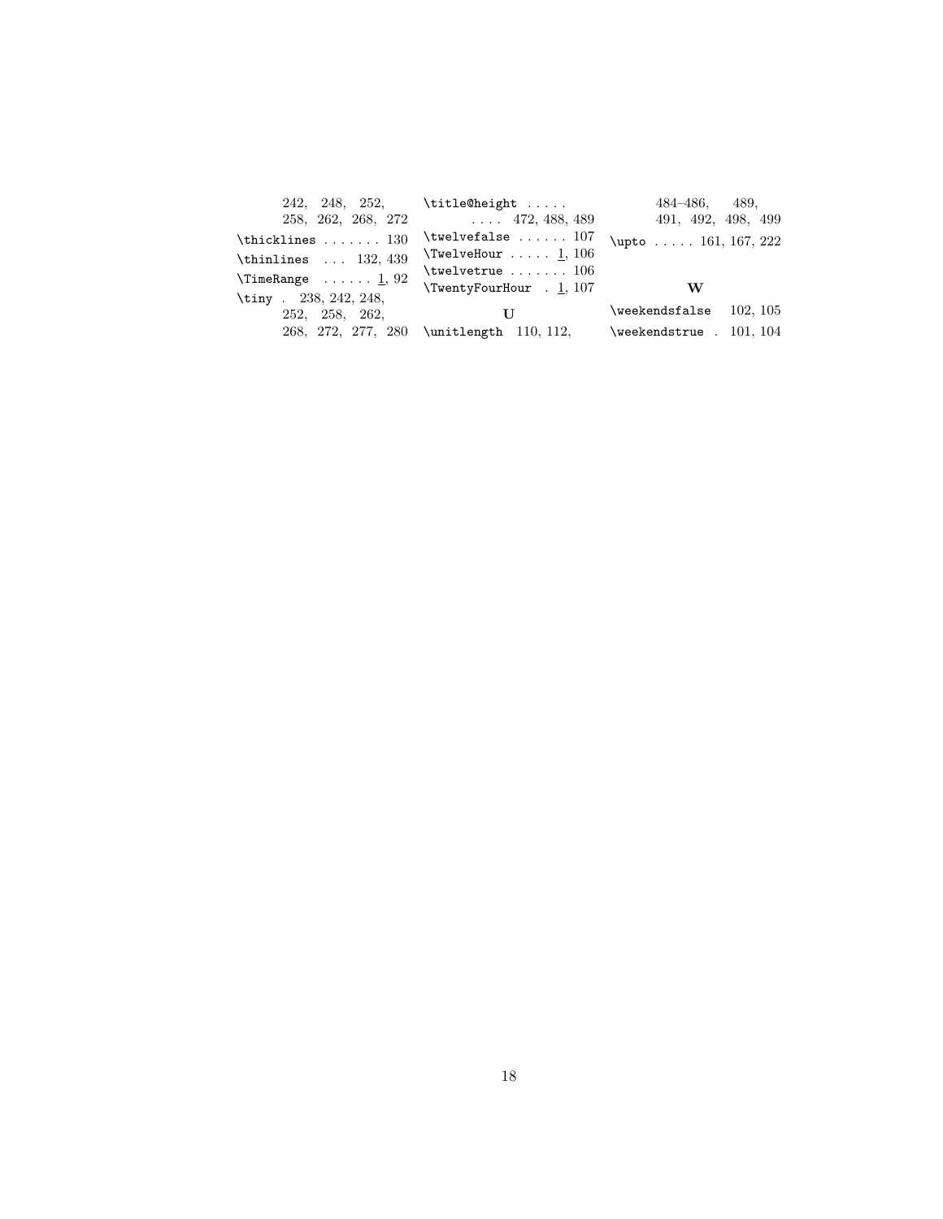242, 248, 252, 258, 262, 268, 272

\thicklines . . . . . . . 130

\thinlines . . . 132, 439

\TimeRange . . . . . . 1, 92

\tiny . 238, 242, 248, 252, 258, 262, 268, 272, 277, 280

\title@height . . . . . . . . . 472, 488, 489

\twelvefalse . . . . . . 107

\TwelveHour . . . . . 1, 106

\twelvetrue . . . . . . . 106

\TwentyFourHour . 1, 107

**U**

\unitlength 110, 112, 484–486, 489, 491, 492, 498, 499

\upto . . . . . 161, 167, 222

**W**

\weekendsfalse 102, 105

\weekendstrue . 101, 104